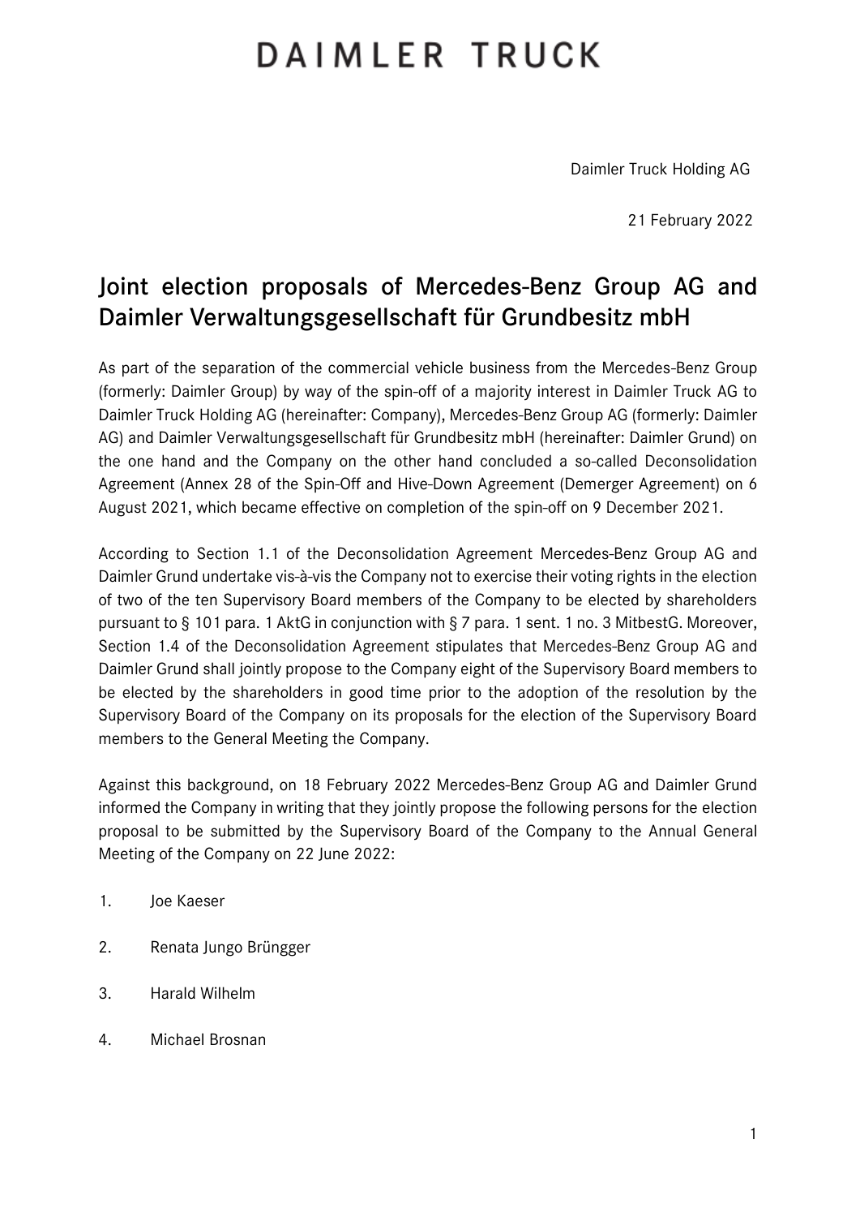DAIMLER TRUCK

Daimler Truck Holding AG

21 February 2022

# Joint election proposals of Mercedes-Benz Group AG and Daimler Verwaltungsgesellschaft für Grundbesitz mbH

As part of the separation of the commercial vehicle business from the Mercedes-Benz Group (formerly: Daimler Group) by way of the spin-off of a majority interest in Daimler Truck AG to Daimler Truck Holding AG (hereinafter: Company), Mercedes-Benz Group AG (formerly: Daimler AG) and Daimler Verwaltungsgesellschaft für Grundbesitz mbH (hereinafter: Daimler Grund) on the one hand and the Company on the other hand concluded a so-called Deconsolidation Agreement (Annex 28 of the Spin-Off and Hive-Down Agreement (Demerger Agreement) on 6 August 2021, which became effective on completion of the spin-off on 9 December 2021.

According to Section 1.1 of the Deconsolidation Agreement Mercedes-Benz Group AG and Daimler Grund undertake vis-à-vis the Company not to exercise their voting rights in the election of two of the ten Supervisory Board members of the Company to be elected by shareholders pursuant to § 101 para. 1 AktG in conjunction with § 7 para. 1 sent. 1 no. 3 MitbestG. Moreover, Section 1.4 of the Deconsolidation Agreement stipulates that Mercedes-Benz Group AG and Daimler Grund shall jointly propose to the Company eight of the Supervisory Board members to be elected by the shareholders in good time prior to the adoption of the resolution by the Supervisory Board of the Company on its proposals for the election of the Supervisory Board members to the General Meeting the Company.

Against this background, on 18 February 2022 Mercedes-Benz Group AG and Daimler Grund informed the Company in writing that they jointly propose the following persons for the election proposal to be submitted by the Supervisory Board of the Company to the Annual General Meeting of the Company on 22 June 2022:

1. Joe Kaeser
2. Renata Jungo Brüngger
3. Harald Wilhelm
4. Michael Brosnan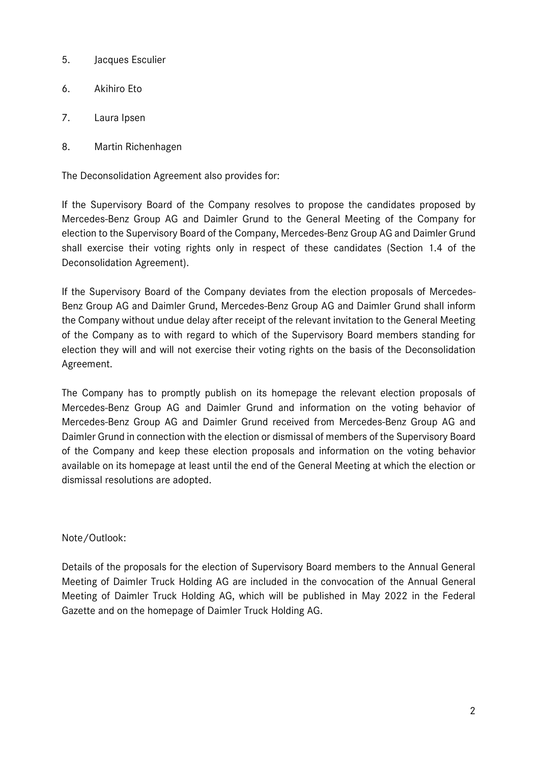5. Jacques Esculier

6. Akihiro Eto

7. Laura Ipsen

8. Martin Richenhagen

The Deconsolidation Agreement also provides for:

If the Supervisory Board of the Company resolves to propose the candidates proposed by Mercedes-Benz Group AG and Daimler Grund to the General Meeting of the Company for election to the Supervisory Board of the Company, Mercedes-Benz Group AG and Daimler Grund shall exercise their voting rights only in respect of these candidates (Section 1.4 of the Deconsolidation Agreement).

If the Supervisory Board of the Company deviates from the election proposals of Mercedes-Benz Group AG and Daimler Grund, Mercedes-Benz Group AG and Daimler Grund shall inform the Company without undue delay after receipt of the relevant invitation to the General Meeting of the Company as to with regard to which of the Supervisory Board members standing for election they will and will not exercise their voting rights on the basis of the Deconsolidation Agreement.

The Company has to promptly publish on its homepage the relevant election proposals of Mercedes-Benz Group AG and Daimler Grund and information on the voting behavior of Mercedes-Benz Group AG and Daimler Grund received from Mercedes-Benz Group AG and Daimler Grund in connection with the election or dismissal of members of the Supervisory Board of the Company and keep these election proposals and information on the voting behavior available on its homepage at least until the end of the General Meeting at which the election or dismissal resolutions are adopted.

Note/Outlook:

Details of the proposals for the election of Supervisory Board members to the Annual General Meeting of Daimler Truck Holding AG are included in the convocation of the Annual General Meeting of Daimler Truck Holding AG, which will be published in May 2022 in the Federal Gazette and on the homepage of Daimler Truck Holding AG.